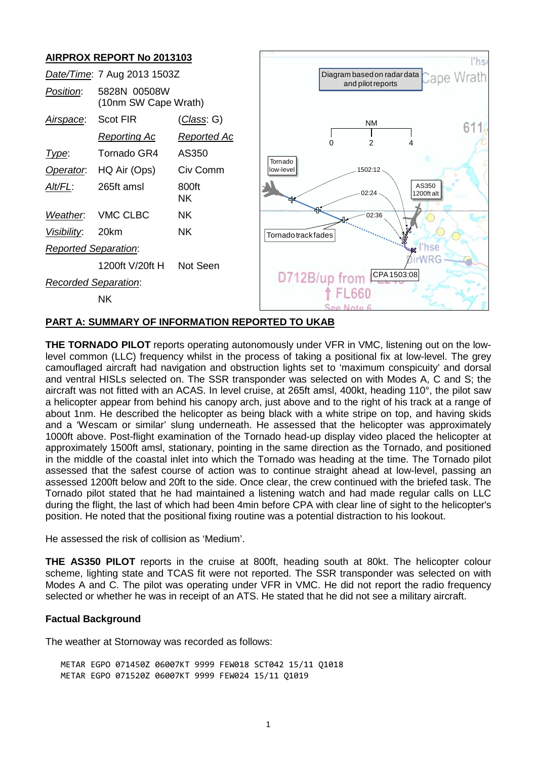## AIRPROX REPORT No 2013103

| | | |
|---|---|---|
| *Date/Time*: | 7 Aug 2013 1503Z | |
| *Position*: | 5828N 00508W (10nm SW Cape Wrath) | |
| *Airspace*: | Scot FIR | (*Class*: G) |
| | *Reporting Ac* | *Reported Ac* |
| *Type*: | Tornado GR4 | AS350 |
| *Operator*: | HQ Air (Ops) | Civ Comm |
| *Alt/FL*: | 265ft amsl | 800ft NK |
| *Weather*: | VMC CLBC | NK |
| *Visibility*: | 20km | NK |
| *Reported Separation*: | | |
| | 1200ft V/20ft H | Not Seen |
| *Recorded Separation*: | | |
| | NK | |

Diagram based on radar data and pilot reports

## PART A: SUMMARY OF INFORMATION REPORTED TO UKAB

**THE TORNADO PILOT** reports operating autonomously under VFR in VMC, listening out on the low-level common (LLC) frequency whilst in the process of taking a positional fix at low-level. The grey camouflaged aircraft had navigation and obstruction lights set to 'maximum conspicuity' and dorsal and ventral HISLs selected on. The SSR transponder was selected on with Modes A, C and S; the aircraft was not fitted with an ACAS. In level cruise, at 265ft amsl, 400kt, heading 110°, the pilot saw a helicopter appear from behind his canopy arch, just above and to the right of his track at a range of about 1nm. He described the helicopter as being black with a white stripe on top, and having skids and a 'Wescam or similar' slung underneath. He assessed that the helicopter was approximately 1000ft above. Post-flight examination of the Tornado head-up display video placed the helicopter at approximately 1500ft amsl, stationary, pointing in the same direction as the Tornado, and positioned in the middle of the coastal inlet into which the Tornado was heading at the time. The Tornado pilot assessed that the safest course of action was to continue straight ahead at low-level, passing an assessed 1200ft below and 20ft to the side. Once clear, the crew continued with the briefed task. The Tornado pilot stated that he had maintained a listening watch and had made regular calls on LLC during the flight, the last of which had been 4min before CPA with clear line of sight to the helicopter's position. He noted that the positional fixing routine was a potential distraction to his lookout.

He assessed the risk of collision as 'Medium'.

**THE AS350 PILOT** reports in the cruise at 800ft, heading south at 80kt. The helicopter colour scheme, lighting state and TCAS fit were not reported. The SSR transponder was selected on with Modes A and C. The pilot was operating under VFR in VMC. He did not report the radio frequency selected or whether he was in receipt of an ATS. He stated that he did not see a military aircraft.

### Factual Background

The weather at Stornoway was recorded as follows:

```
METAR EGPO 071450Z 06007KT 9999 FEW018 SCT042 15/11 Q1018
METAR EGPO 071520Z 06007KT 9999 FEW024 15/11 Q1019
```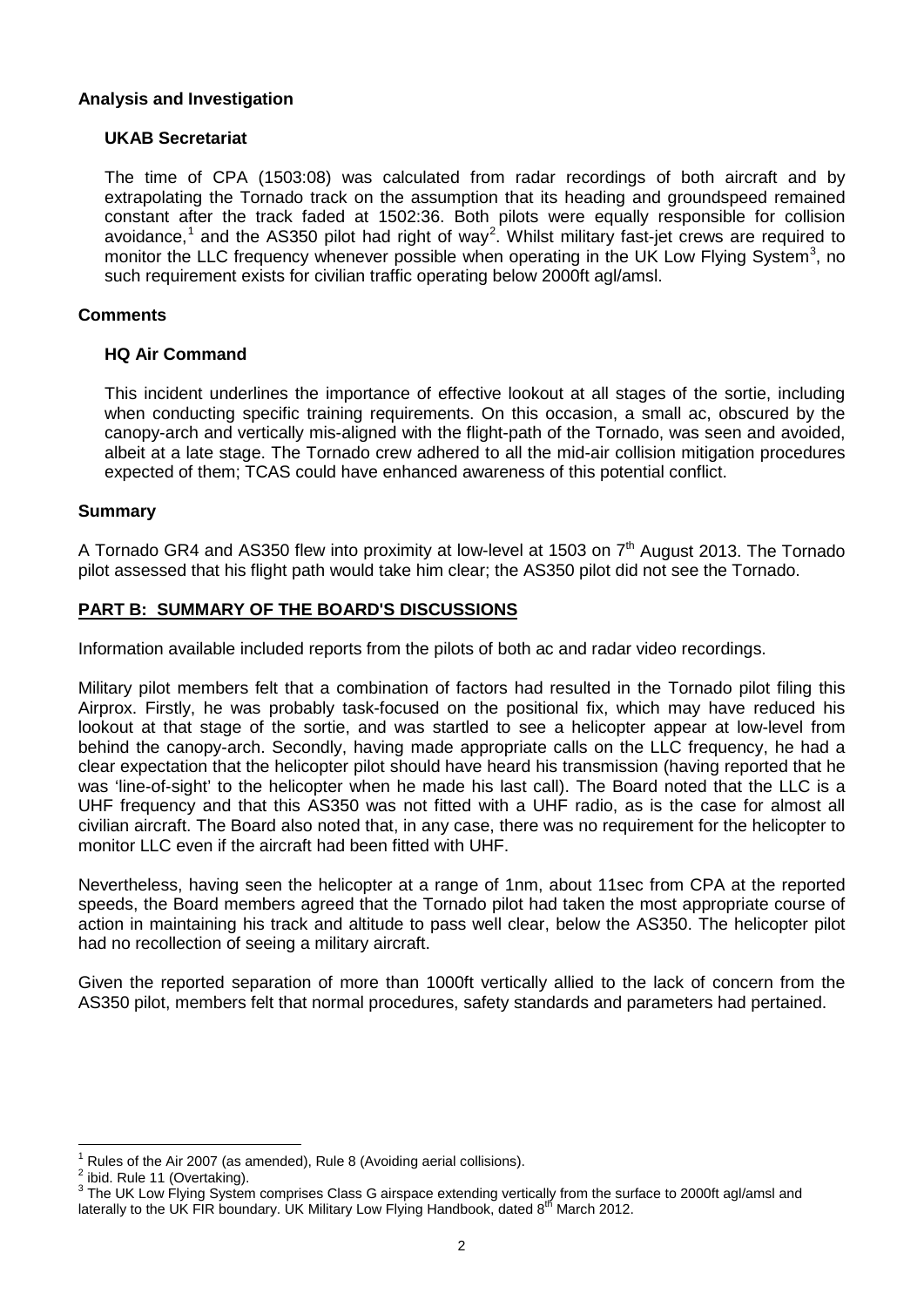**Analysis and Investigation**

**UKAB Secretariat**

The time of CPA (1503:08) was calculated from radar recordings of both aircraft and by extrapolating the Tornado track on the assumption that its heading and groundspeed remained constant after the track faded at 1502:36. Both pilots were equally responsible for collision avoidance,[1] and the AS350 pilot had right of way[2]. Whilst military fast-jet crews are required to monitor the LLC frequency whenever possible when operating in the UK Low Flying System[3], no such requirement exists for civilian traffic operating below 2000ft agl/amsl.

**Comments**

**HQ Air Command**

This incident underlines the importance of effective lookout at all stages of the sortie, including when conducting specific training requirements. On this occasion, a small ac, obscured by the canopy-arch and vertically mis-aligned with the flight-path of the Tornado, was seen and avoided, albeit at a late stage. The Tornado crew adhered to all the mid-air collision mitigation procedures expected of them; TCAS could have enhanced awareness of this potential conflict.

**Summary**

A Tornado GR4 and AS350 flew into proximity at low-level at 1503 on 7th August 2013. The Tornado pilot assessed that his flight path would take him clear; the AS350 pilot did not see the Tornado.

**PART B: SUMMARY OF THE BOARD'S DISCUSSIONS**

Information available included reports from the pilots of both ac and radar video recordings.

Military pilot members felt that a combination of factors had resulted in the Tornado pilot filing this Airprox. Firstly, he was probably task-focused on the positional fix, which may have reduced his lookout at that stage of the sortie, and was startled to see a helicopter appear at low-level from behind the canopy-arch. Secondly, having made appropriate calls on the LLC frequency, he had a clear expectation that the helicopter pilot should have heard his transmission (having reported that he was 'line-of-sight' to the helicopter when he made his last call). The Board noted that the LLC is a UHF frequency and that this AS350 was not fitted with a UHF radio, as is the case for almost all civilian aircraft. The Board also noted that, in any case, there was no requirement for the helicopter to monitor LLC even if the aircraft had been fitted with UHF.

Nevertheless, having seen the helicopter at a range of 1nm, about 11sec from CPA at the reported speeds, the Board members agreed that the Tornado pilot had taken the most appropriate course of action in maintaining his track and altitude to pass well clear, below the AS350. The helicopter pilot had no recollection of seeing a military aircraft.

Given the reported separation of more than 1000ft vertically allied to the lack of concern from the AS350 pilot, members felt that normal procedures, safety standards and parameters had pertained.

---

[1] Rules of the Air 2007 (as amended), Rule 8 (Avoiding aerial collisions).

[2] ibid. Rule 11 (Overtaking).

[3] The UK Low Flying System comprises Class G airspace extending vertically from the surface to 2000ft agl/amsl and laterally to the UK FIR boundary. UK Military Low Flying Handbook, dated 8th March 2012.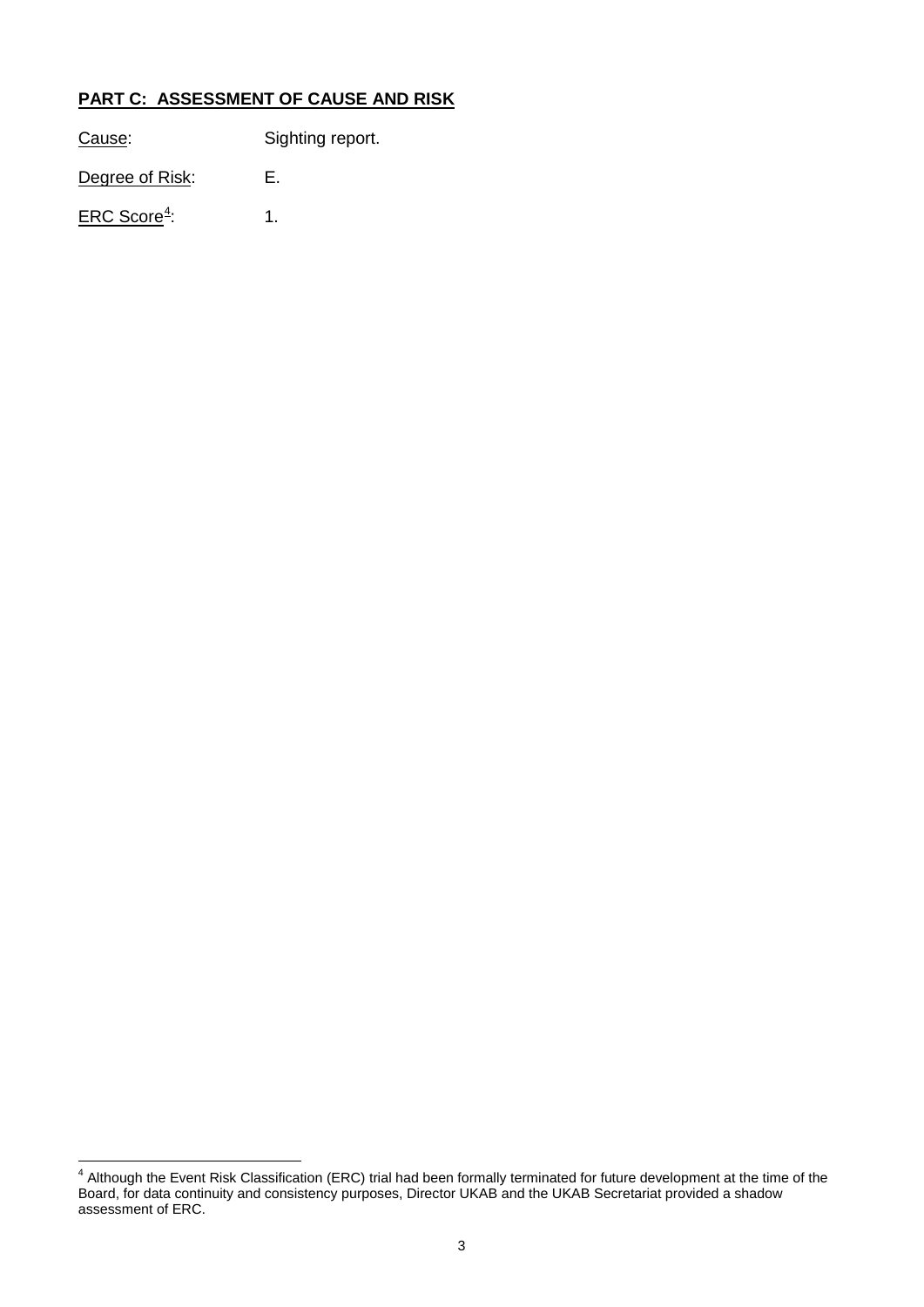## PART C: ASSESSMENT OF CAUSE AND RISK

Cause: Sighting report.

Degree of Risk: E.

ERC Score[4]: 1.

[4] Although the Event Risk Classification (ERC) trial had been formally terminated for future development at the time of the Board, for data continuity and consistency purposes, Director UKAB and the UKAB Secretariat provided a shadow assessment of ERC.